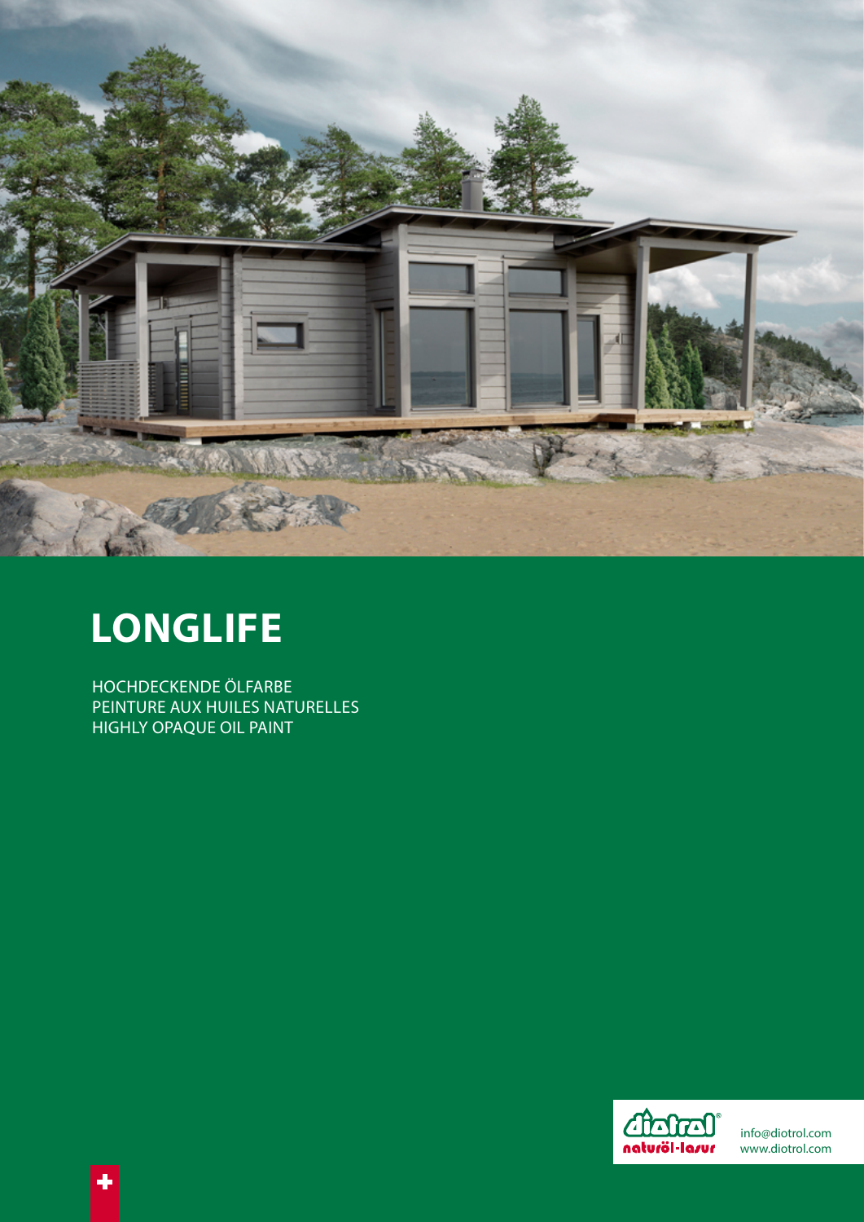# LONGLIFE

HOCHDECKENDE ÖLFARBE
PEINTURE AUX HUILES NATURELLES
HIGHLY OPAQUE OIL PAINT

diotrol® naturöl-lasur

info@diotrol.com
www.diotrol.com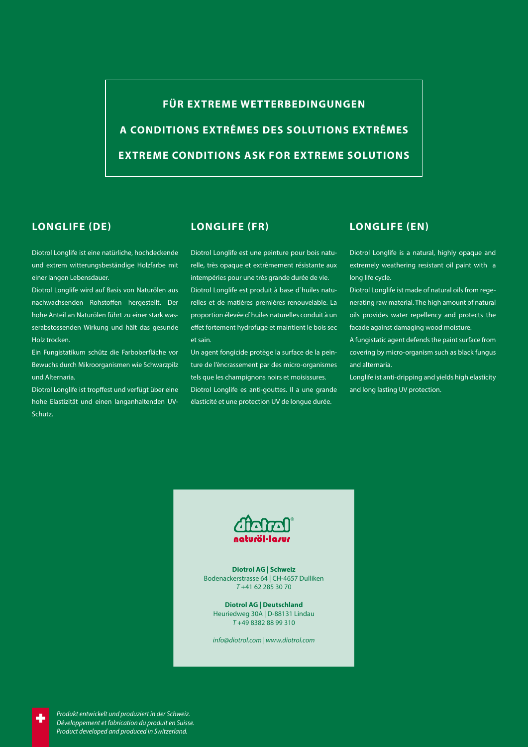**FÜR EXTREME WETTERBEDINGUNGEN**

**A CONDITIONS EXTRÊMES DES SOLUTIONS EXTRÊMES**

**EXTREME CONDITIONS ASK FOR EXTREME SOLUTIONS**

## LONGLIFE (DE)

Diotrol Longlife ist eine natürliche, hochdeckende und extrem witterungsbeständige Holzfarbe mit einer langen Lebensdauer.

Diotrol Longlife wird auf Basis von Naturölen aus nachwachsenden Rohstoffen hergestellt. Der hohe Anteil an Naturölen führt zu einer stark wasserabstossenden Wirkung und hält das gesunde Holz trocken.

Ein Fungistatikum schütz die Farboberfläche vor Bewuchs durch Mikroorganismen wie Schwarzpilz und Alternaria.

Diotrol Longlife ist tropffest und verfügt über eine hohe Elastizität und einen langanhaltenden UV-Schutz.

## LONGLIFE (FR)

Diotrol Longlife est une peinture pour bois naturelle, très opaque et extrêmement résistante aux intempéries pour une très grande durée de vie.

Diotrol Longlife est produit à base d`huiles naturelles et de matières premières renouvelable. La proportion élevée d`huiles naturelles conduit à un effet fortement hydrofuge et maintient le bois sec et sain.

Un agent fongicide protège la surface de la peinture de l'ėncrassement par des micro-organismes tels que les champignons noirs et moisissures.

Diotrol Longlife es anti-gouttes. Il a une grande élasticité et une protection UV de longue durée.

## LONGLIFE (EN)

Diotrol Longlife is a natural, highly opaque and extremely weathering resistant oil paint with a long life cycle.

Diotrol Longlife ist made of natural oils from regenerating raw material. The high amount of natural oils provides water repellency and protects the facade against damaging wood moisture.

A fungistatic agent defends the paint surface from covering by micro-organism such as black fungus and alternaria.

Longlife ist anti-dripping and yields high elasticity and long lasting UV protection.

diotrol®
naturöl-lasur

**Diotrol AG | Schweiz**
Bodenackerstrasse 64 | CH-4657 Dulliken
*T* +41 62 285 30 70

**Diotrol AG | Deutschland**
Heuriedweg 30A | D-88131 Lindau
*T* +49 8382 88 99 310

*info@diotrol.com | www.diotrol.com*

*Produkt entwickelt und produziert in der Schweiz.*
*Développement et fabrication du produit en Suisse.*
*Product developed and produced in Switzerland.*